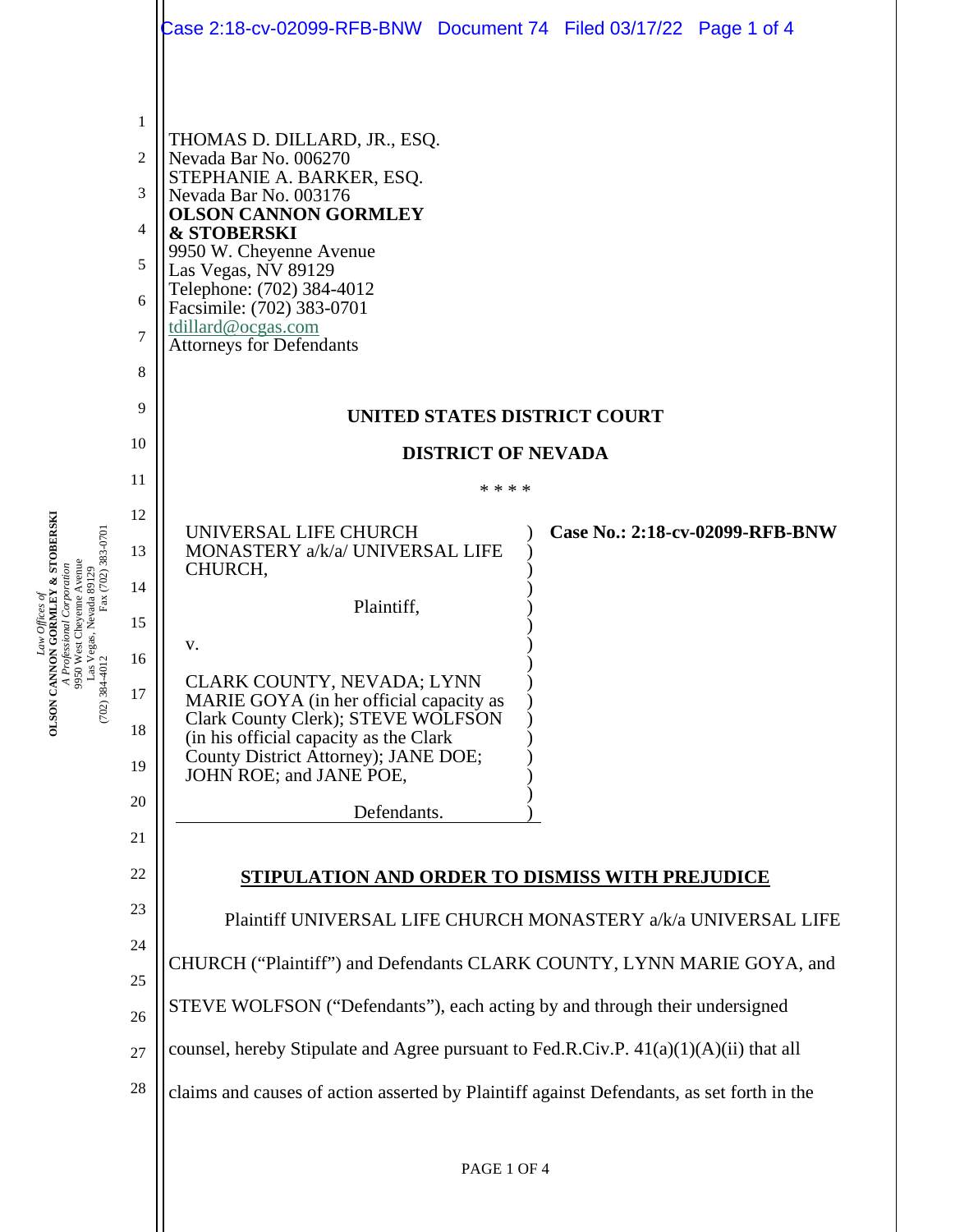THOMAS D. DILLARD, JR., ESQ.
Nevada Bar No. 006270
STEPHANIE A. BARKER, ESQ.
Nevada Bar No. 003176
**OLSON CANNON GORMLEY & STOBERSKI**
9950 W. Cheyenne Avenue
Las Vegas, NV 89129
Telephone: (702) 384-4012
Facsimile: (702) 383-0701
tdillard@ocgas.com
Attorneys for Defendants

**UNITED STATES DISTRICT COURT**

**DISTRICT OF NEVADA**

\* \* \* \*

UNIVERSAL LIFE CHURCH MONASTERY a/k/a/ UNIVERSAL LIFE CHURCH,

Plaintiff,

v.

CLARK COUNTY, NEVADA; LYNN MARIE GOYA (in her official capacity as Clark County Clerk); STEVE WOLFSON (in his official capacity as the Clark County District Attorney); JANE DOE; JOHN ROE; and JANE POE,

Defendants.

**Case No.: 2:18-cv-02099-RFB-BNW**

**STIPULATION AND ORDER TO DISMISS WITH PREJUDICE**

Plaintiff UNIVERSAL LIFE CHURCH MONASTERY a/k/a UNIVERSAL LIFE CHURCH ("Plaintiff") and Defendants CLARK COUNTY, LYNN MARIE GOYA, and STEVE WOLFSON ("Defendants"), each acting by and through their undersigned counsel, hereby Stipulate and Agree pursuant to Fed.R.Civ.P. 41(a)(1)(A)(ii) that all claims and causes of action asserted by Plaintiff against Defendants, as set forth in the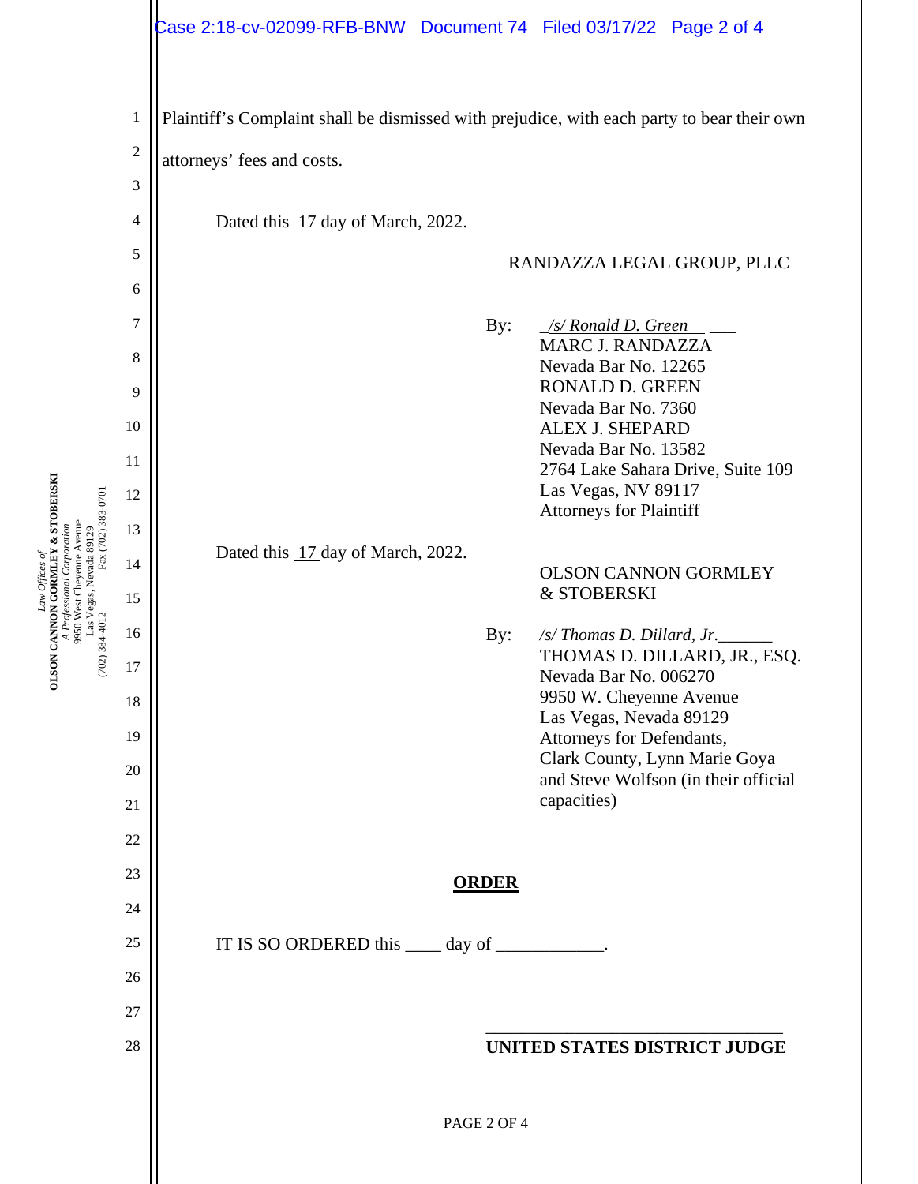Plaintiff's Complaint shall be dismissed with prejudice, with each party to bear their own attorneys' fees and costs.

Dated this 17 day of March, 2022.

RANDAZZA LEGAL GROUP, PLLC

By: */s/ Ronald D. Green*
MARC J. RANDAZZA
Nevada Bar No. 12265
RONALD D. GREEN
Nevada Bar No. 7360
ALEX J. SHEPARD
Nevada Bar No. 13582
2764 Lake Sahara Drive, Suite 109
Las Vegas, NV 89117
Attorneys for Plaintiff

Dated this 17 day of March, 2022.

OLSON CANNON GORMLEY & STOBERSKI

By: */s/ Thomas D. Dillard, Jr.*
THOMAS D. DILLARD, JR., ESQ.
Nevada Bar No. 006270
9950 W. Cheyenne Avenue
Las Vegas, Nevada 89129
Attorneys for Defendants,
Clark County, Lynn Marie Goya and Steve Wolfson (in their official capacities)

**ORDER**

IT IS SO ORDERED this ____ day of ____________.

_______________________________
**UNITED STATES DISTRICT JUDGE**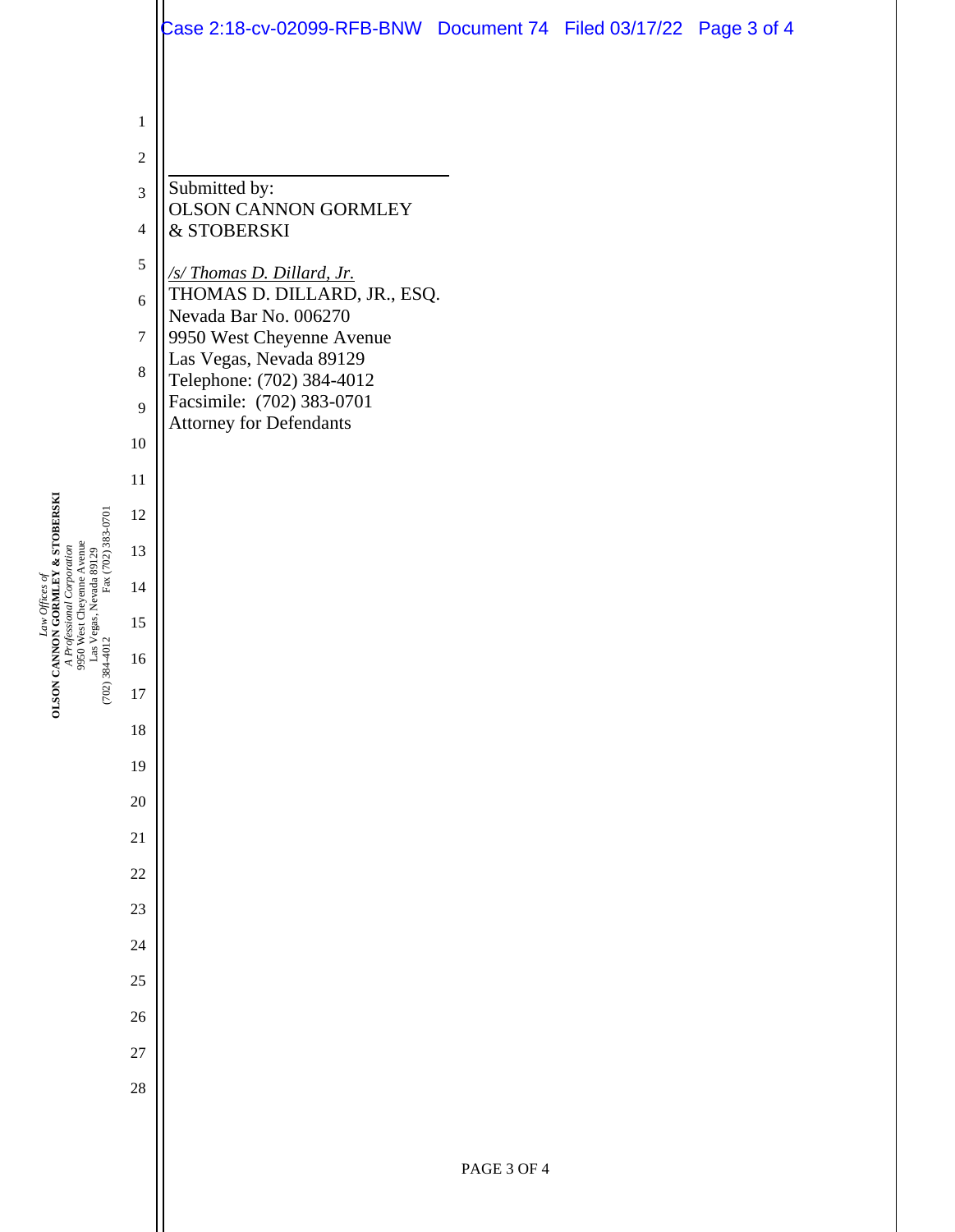Submitted by:
OLSON CANNON GORMLEY
& STOBERSKI

*/s/ Thomas D. Dillard, Jr.*
THOMAS D. DILLARD, JR., ESQ.
Nevada Bar No. 006270
9950 West Cheyenne Avenue
Las Vegas, Nevada 89129
Telephone: (702) 384-4012
Facsimile: (702) 383-0701
Attorney for Defendants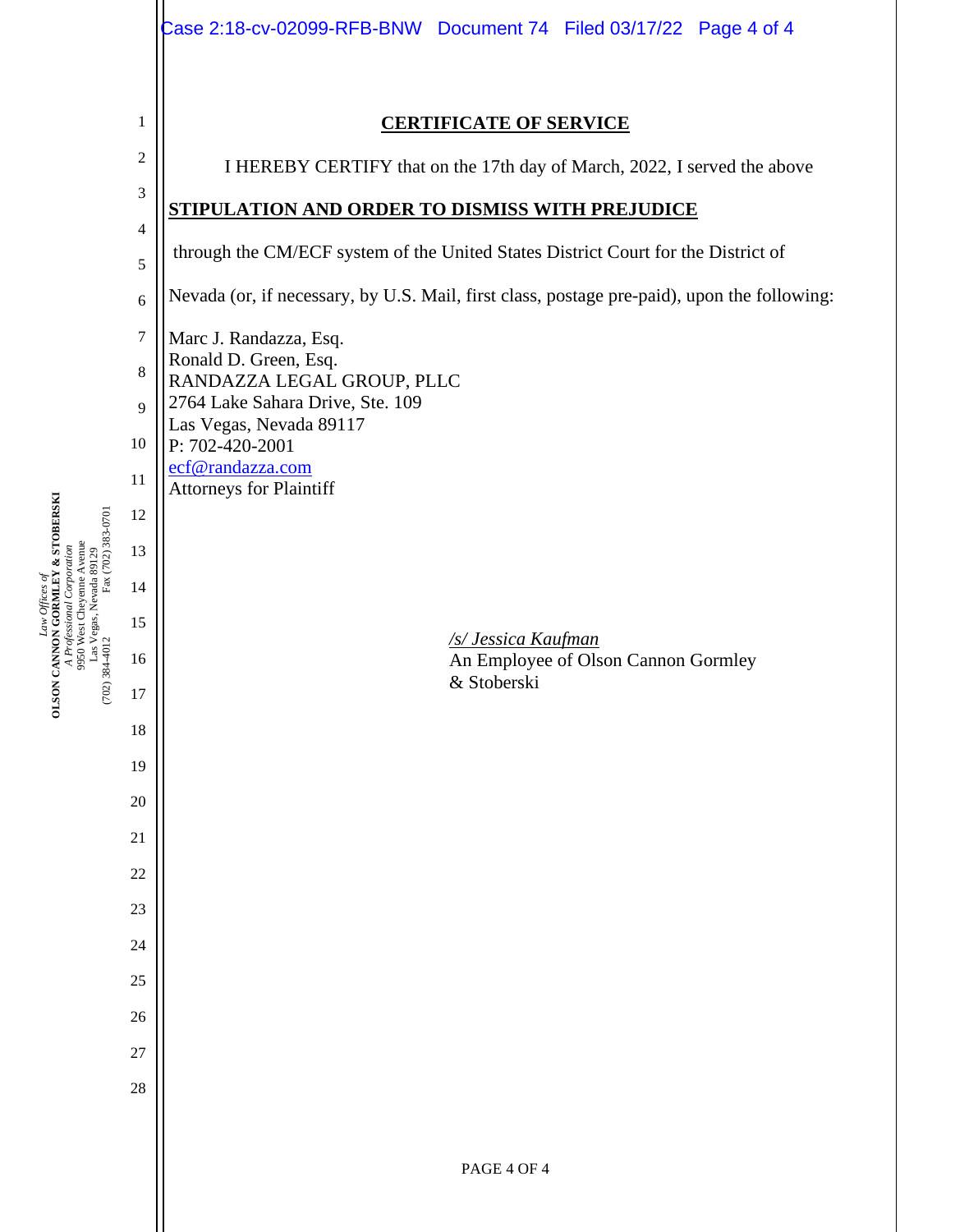**CERTIFICATE OF SERVICE**

I HEREBY CERTIFY that on the 17th day of March, 2022, I served the above

**STIPULATION AND ORDER TO DISMISS WITH PREJUDICE**

through the CM/ECF system of the United States District Court for the District of Nevada (or, if necessary, by U.S. Mail, first class, postage pre-paid), upon the following:

Marc J. Randazza, Esq.
Ronald D. Green, Esq.
RANDAZZA LEGAL GROUP, PLLC
2764 Lake Sahara Drive, Ste. 109
Las Vegas, Nevada 89117
P: 702-420-2001
ecf@randazza.com
Attorneys for Plaintiff

*/s/ Jessica Kaufman*
An Employee of Olson Cannon Gormley & Stoberski